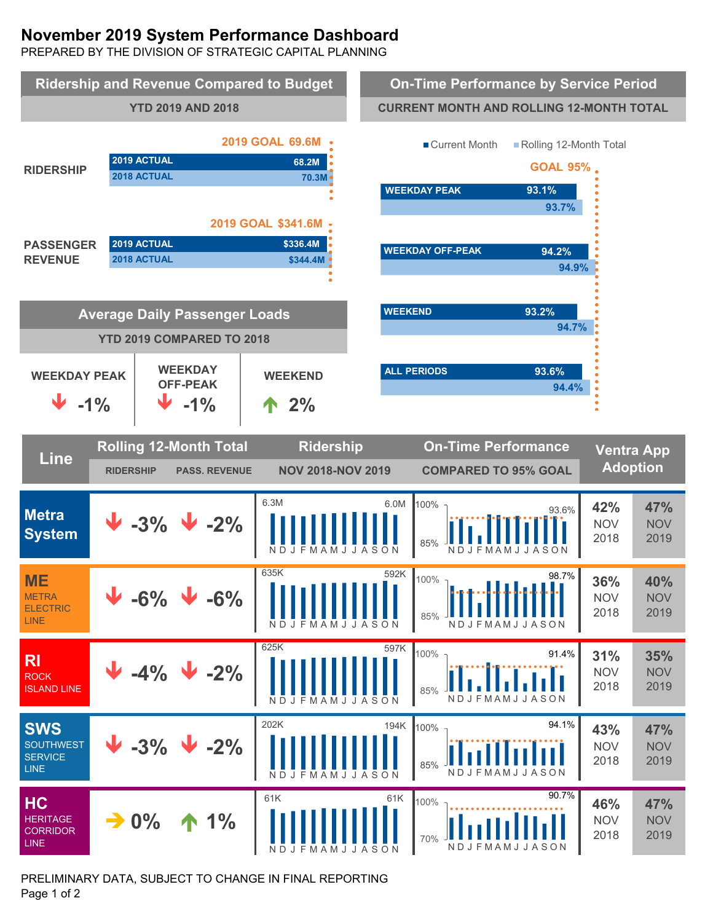# November 2019 System Performance Dashboard

PREPARED BY THE DIVISION OF STRATEGIC CAPITAL PLANNING

## Ridership and Revenue Compared to Budget

YTD 2019 AND 2018

| | 2019 Goal | 2019 Actual | 2018 Actual |
|---|---|---|---|
| RIDERSHIP | 69.6M | 68.2M | 70.3M |
| PASSENGER REVENUE | $341.6M | $336.4M | $344.4M |

## On-Time Performance by Service Period

CURRENT MONTH AND ROLLING 12-MONTH TOTAL

GOAL 95%

| Service Period | Current Month | Rolling 12-Month Total |
|---|---|---|
| WEEKDAY PEAK | 93.1% | 93.7% |
| WEEKDAY OFF-PEAK | 94.2% | 94.9% |
| WEEKEND | 93.2% | 94.7% |
| ALL PERIODS | 93.6% | 94.4% |

## Average Daily Passenger Loads

YTD 2019 COMPARED TO 2018

| WEEKDAY PEAK | WEEKDAY OFF-PEAK | WEEKEND |
|---|---|---|
| ↓ -1% | ↓ -1% | ↑ 2% |

## Line Performance

| Line | Rolling 12-Month Total: Ridership | Rolling 12-Month Total: Pass. Revenue | Ridership NOV 2018–NOV 2019 (Nov 2018 / Nov 2019) | On-Time Performance Compared to 95% Goal (Nov 2019) | Ventra App Adoption NOV 2018 | Ventra App Adoption NOV 2019 |
|---|---|---|---|---|---|---|
| Metra System | ↓ -3% | ↓ -2% | 6.3M / 6.0M | 93.6% | 42% | 47% |
| ME – METRA ELECTRIC LINE | ↓ -6% | ↓ -6% | 635K / 592K | 98.7% | 36% | 40% |
| RI – ROCK ISLAND LINE | ↓ -4% | ↓ -2% | 625K / 597K | 91.4% | 31% | 35% |
| SWS – SOUTHWEST SERVICE LINE | ↓ -3% | ↓ -2% | 202K / 194K | 94.1% | 43% | 47% |
| HC – HERITAGE CORRIDOR LINE | → 0% | ↑ 1% | 61K / 61K | 90.7% | 46% | 47% |

PRELIMINARY DATA, SUBJECT TO CHANGE IN FINAL REPORTING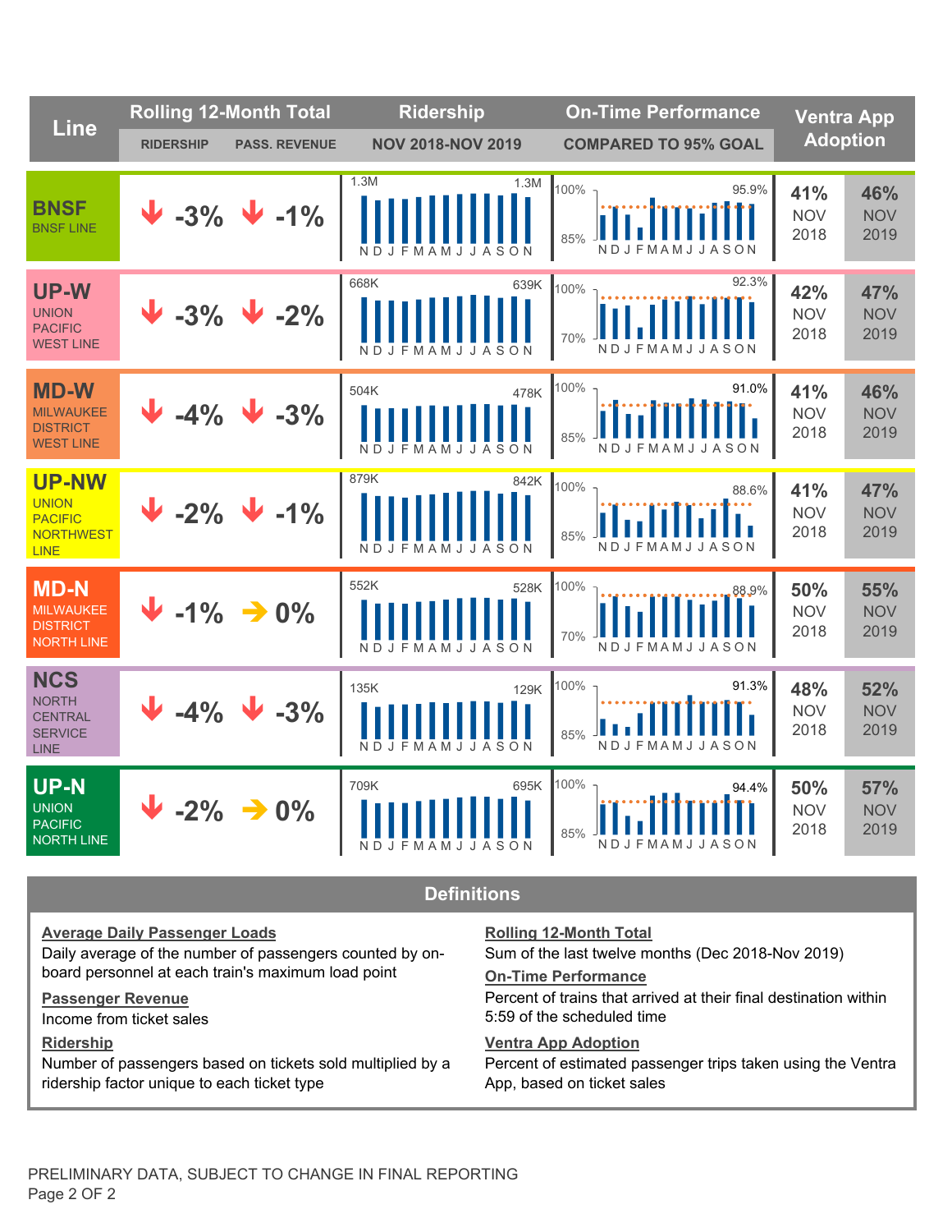| Line | Rolling 12-Month Total | | Ridership | On-Time Performance | Ventra App Adoption | |
|---|---|---|---|---|---|---|
| | RIDERSHIP | PASS. REVENUE | NOV 2018-NOV 2019 | COMPARED TO 95% GOAL | | |
| **BNSF** BNSF LINE | -3% | -1% | 1.3M ... 1.3M | 100% / 85% ... 95.9% | 41% NOV 2018 | 46% NOV 2019 |
| **UP-W** UNION PACIFIC WEST LINE | -3% | -2% | 668K ... 639K | 100% / 70% ... 92.3% | 42% NOV 2018 | 47% NOV 2019 |
| **MD-W** MILWAUKEE DISTRICT WEST LINE | -4% | -3% | 504K ... 478K | 100% / 85% ... 91.0% | 41% NOV 2018 | 46% NOV 2019 |
| **UP-NW** UNION PACIFIC NORTHWEST LINE | -2% | -1% | 879K ... 842K | 100% / 85% ... 88.6% | 41% NOV 2018 | 47% NOV 2019 |
| **MD-N** MILWAUKEE DISTRICT NORTH LINE | -1% | 0% | 552K ... 528K | 100% / 70% ... 88.9% | 50% NOV 2018 | 55% NOV 2019 |
| **NCS** NORTH CENTRAL SERVICE LINE | -4% | -3% | 135K ... 129K | 100% / 85% ... 91.3% | 48% NOV 2018 | 52% NOV 2019 |
| **UP-N** UNION PACIFIC NORTH LINE | -2% | 0% | 709K ... 695K | 100% / 85% ... 94.4% | 50% NOV 2018 | 57% NOV 2019 |

N D J F M A M J J A S O N

## Definitions

**Average Daily Passenger Loads**
Daily average of the number of passengers counted by on-board personnel at each train's maximum load point

**Passenger Revenue**
Income from ticket sales

**Ridership**
Number of passengers based on tickets sold multiplied by a ridership factor unique to each ticket type

**Rolling 12-Month Total**
Sum of the last twelve months (Dec 2018-Nov 2019)

**On-Time Performance**
Percent of trains that arrived at their final destination within 5:59 of the scheduled time

**Ventra App Adoption**
Percent of estimated passenger trips taken using the Ventra App, based on ticket sales

PRELIMINARY DATA, SUBJECT TO CHANGE IN FINAL REPORTING